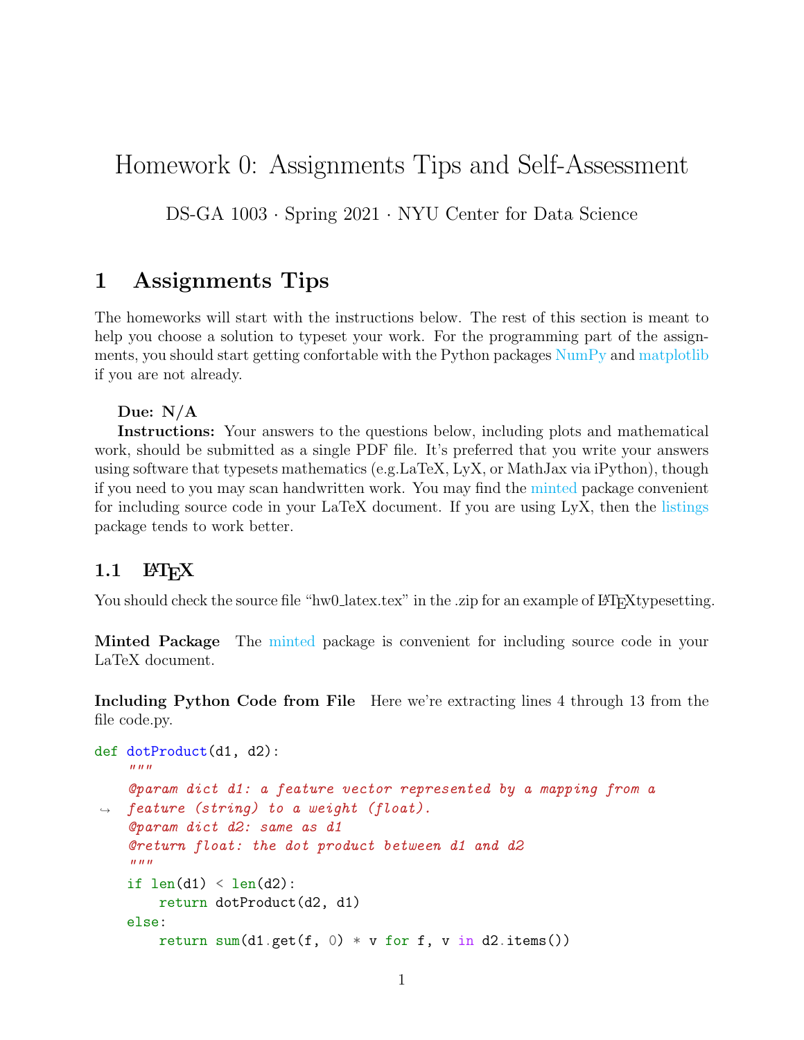# Homework 0: Assignments Tips and Self-Assessment

DS-GA 1003 · Spring 2021 · NYU Center for Data Science

## 1 Assignments Tips

The homeworks will start with the instructions below. The rest of this section is meant to help you choose a solution to typeset your work. For the programming part of the assignments, you should start getting confortable with the Python packages NumPy and matplotlib if you are not already.

**Due: N/A**

**Instructions:** Your answers to the questions below, including plots and mathematical work, should be submitted as a single PDF file. It's preferred that you write your answers using software that typesets mathematics (e.g.LaTeX, LyX, or MathJax via iPython), though if you need to you may scan handwritten work. You may find the minted package convenient for including source code in your LaTeX document. If you are using LyX, then the listings package tends to work better.

### 1.1 LaTeX

You should check the source file "hw0_latex.tex" in the .zip for an example of LaTeXtypesetting.

**Minted Package** The minted package is convenient for including source code in your LaTeX document.

**Including Python Code from File** Here we're extracting lines 4 through 13 from the file code.py.

```
def dotProduct(d1, d2):
    """
    @param dict d1: a feature vector represented by a mapping from a
    feature (string) to a weight (float).
    @param dict d2: same as d1
    @return float: the dot product between d1 and d2
    """
    if len(d1) < len(d2):
        return dotProduct(d2, d1)
    else:
        return sum(d1.get(f, 0) * v for f, v in d2.items())
```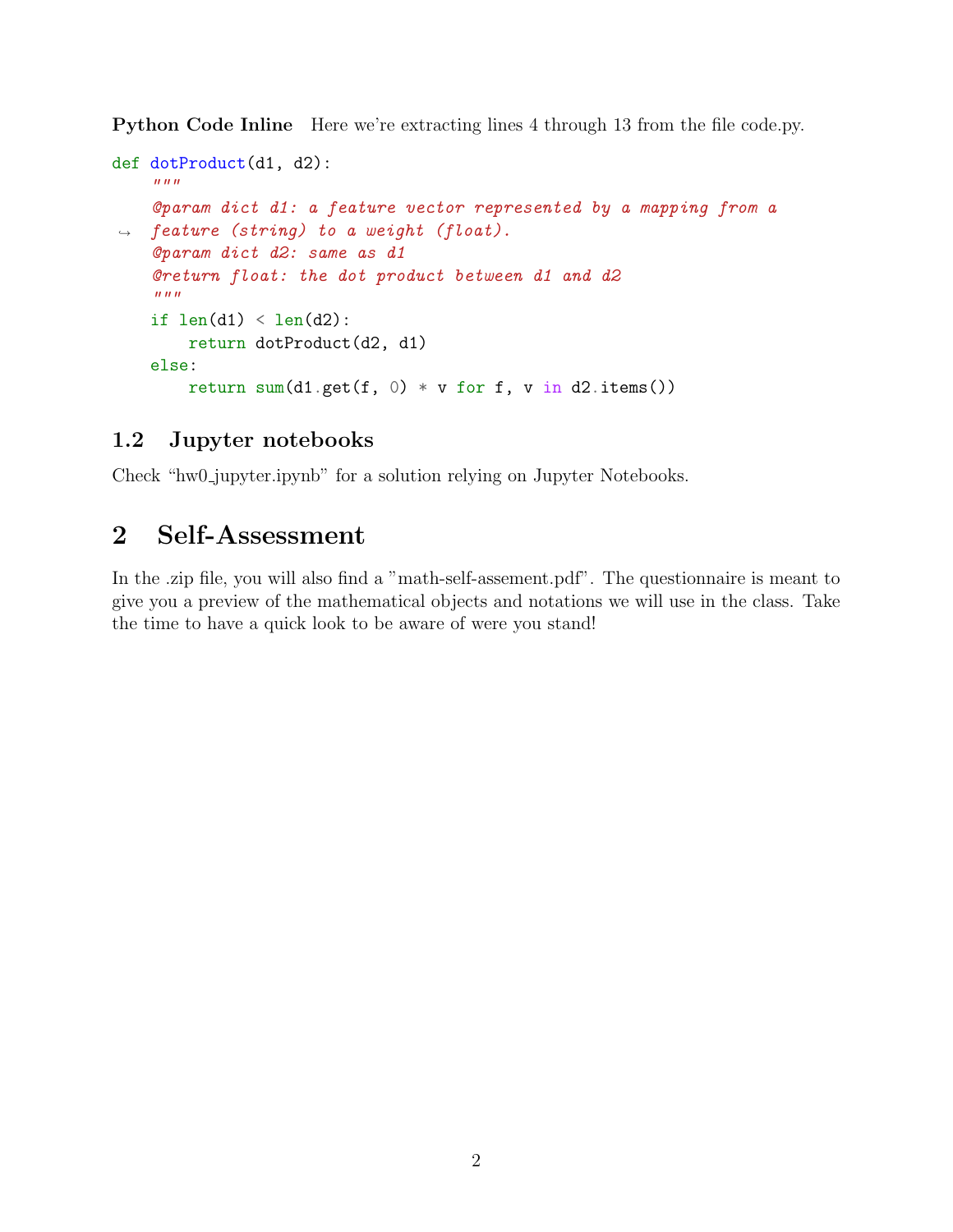**Python Code Inline** Here we're extracting lines 4 through 13 from the file code.py.

```
def dotProduct(d1, d2):
    """
    @param dict d1: a feature vector represented by a mapping from a
    feature (string) to a weight (float).
    @param dict d2: same as d1
    @return float: the dot product between d1 and d2
    """
    if len(d1) < len(d2):
        return dotProduct(d2, d1)
    else:
        return sum(d1.get(f, 0) * v for f, v in d2.items())
```

### 1.2 Jupyter notebooks

Check "hw0_jupyter.ipynb" for a solution relying on Jupyter Notebooks.

## 2 Self-Assessment

In the .zip file, you will also find a "math-self-assement.pdf". The questionnaire is meant to give you a preview of the mathematical objects and notations we will use in the class. Take the time to have a quick look to be aware of were you stand!